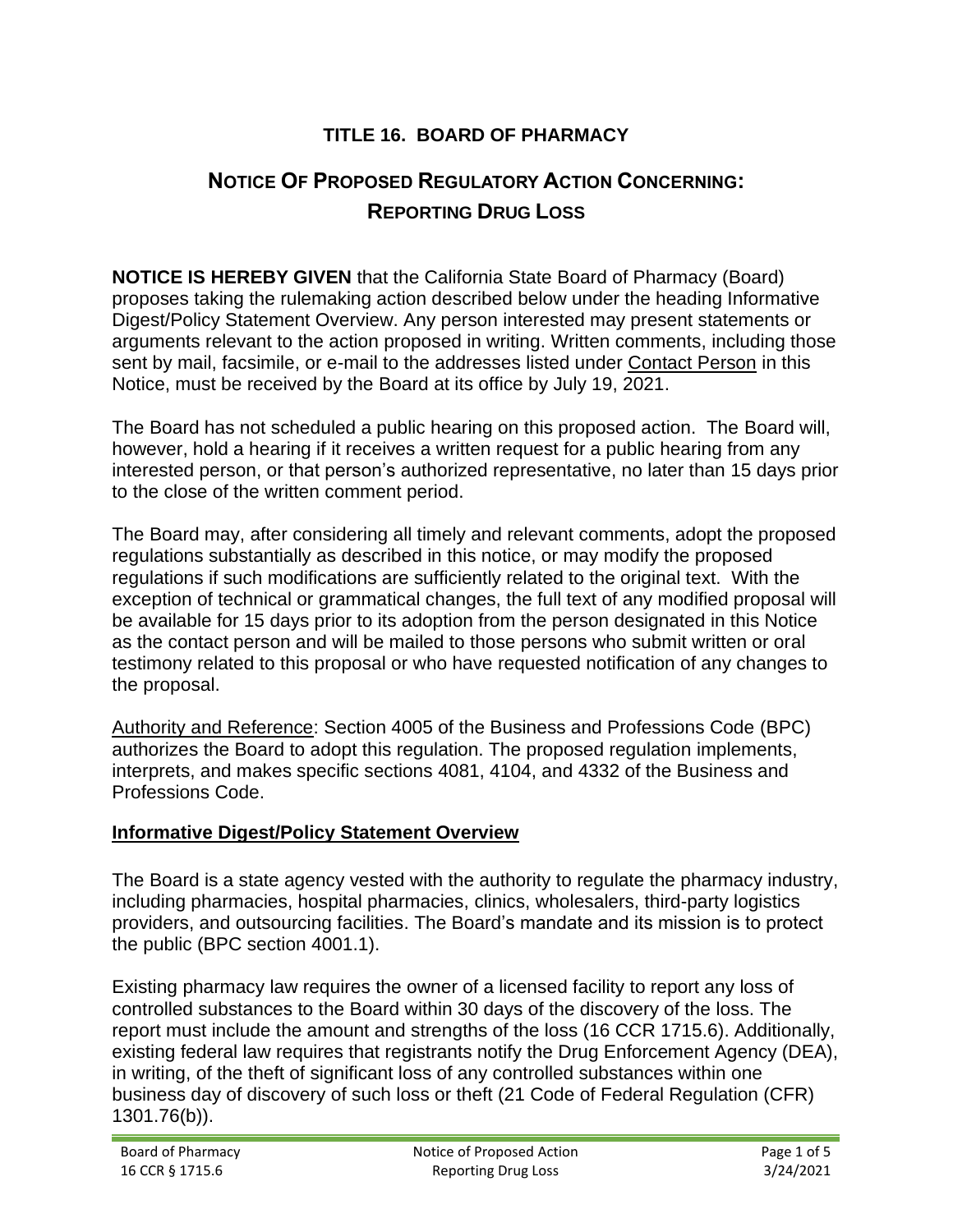# TITLE 16. BOARD OF PHARMACY

## NOTICE OF PROPOSED REGULATORY ACTION CONCERNING: REPORTING DRUG LOSS

**NOTICE IS HEREBY GIVEN** that the California State Board of Pharmacy (Board) proposes taking the rulemaking action described below under the heading Informative Digest/Policy Statement Overview. Any person interested may present statements or arguments relevant to the action proposed in writing. Written comments, including those sent by mail, facsimile, or e-mail to the addresses listed under Contact Person in this Notice, must be received by the Board at its office by July 19, 2021.

The Board has not scheduled a public hearing on this proposed action. The Board will, however, hold a hearing if it receives a written request for a public hearing from any interested person, or that person's authorized representative, no later than 15 days prior to the close of the written comment period.

The Board may, after considering all timely and relevant comments, adopt the proposed regulations substantially as described in this notice, or may modify the proposed regulations if such modifications are sufficiently related to the original text. With the exception of technical or grammatical changes, the full text of any modified proposal will be available for 15 days prior to its adoption from the person designated in this Notice as the contact person and will be mailed to those persons who submit written or oral testimony related to this proposal or who have requested notification of any changes to the proposal.

Authority and Reference: Section 4005 of the Business and Professions Code (BPC) authorizes the Board to adopt this regulation. The proposed regulation implements, interprets, and makes specific sections 4081, 4104, and 4332 of the Business and Professions Code.

### Informative Digest/Policy Statement Overview

The Board is a state agency vested with the authority to regulate the pharmacy industry, including pharmacies, hospital pharmacies, clinics, wholesalers, third-party logistics providers, and outsourcing facilities. The Board's mandate and its mission is to protect the public (BPC section 4001.1).

Existing pharmacy law requires the owner of a licensed facility to report any loss of controlled substances to the Board within 30 days of the discovery of the loss. The report must include the amount and strengths of the loss (16 CCR 1715.6). Additionally, existing federal law requires that registrants notify the Drug Enforcement Agency (DEA), in writing, of the theft of significant loss of any controlled substances within one business day of discovery of such loss or theft (21 Code of Federal Regulation (CFR) 1301.76(b)).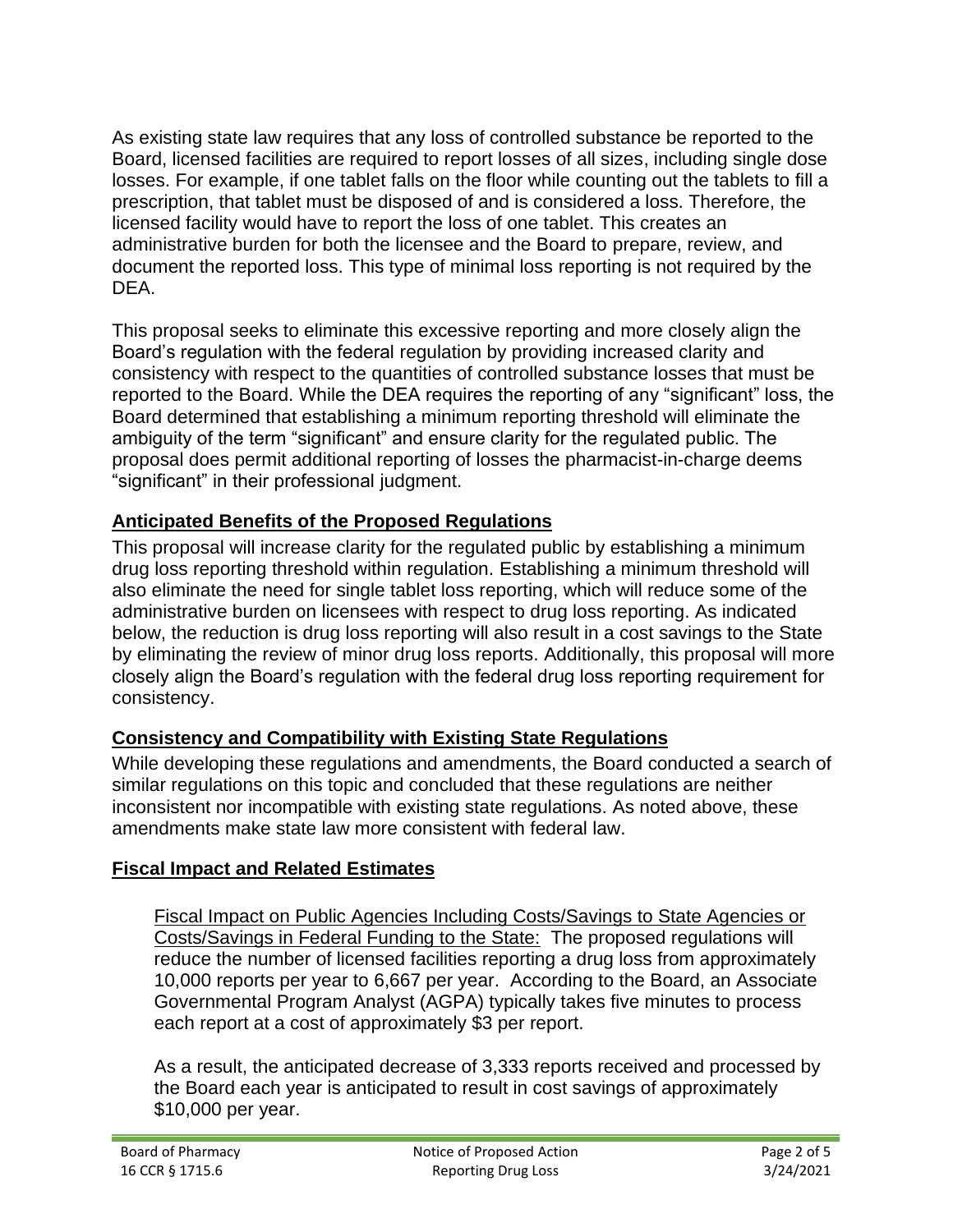As existing state law requires that any loss of controlled substance be reported to the Board, licensed facilities are required to report losses of all sizes, including single dose losses. For example, if one tablet falls on the floor while counting out the tablets to fill a prescription, that tablet must be disposed of and is considered a loss. Therefore, the licensed facility would have to report the loss of one tablet. This creates an administrative burden for both the licensee and the Board to prepare, review, and document the reported loss. This type of minimal loss reporting is not required by the DEA.

This proposal seeks to eliminate this excessive reporting and more closely align the Board's regulation with the federal regulation by providing increased clarity and consistency with respect to the quantities of controlled substance losses that must be reported to the Board. While the DEA requires the reporting of any "significant" loss, the Board determined that establishing a minimum reporting threshold will eliminate the ambiguity of the term "significant" and ensure clarity for the regulated public. The proposal does permit additional reporting of losses the pharmacist-in-charge deems "significant" in their professional judgment.

## Anticipated Benefits of the Proposed Regulations

This proposal will increase clarity for the regulated public by establishing a minimum drug loss reporting threshold within regulation. Establishing a minimum threshold will also eliminate the need for single tablet loss reporting, which will reduce some of the administrative burden on licensees with respect to drug loss reporting. As indicated below, the reduction is drug loss reporting will also result in a cost savings to the State by eliminating the review of minor drug loss reports. Additionally, this proposal will more closely align the Board's regulation with the federal drug loss reporting requirement for consistency.

## Consistency and Compatibility with Existing State Regulations

While developing these regulations and amendments, the Board conducted a search of similar regulations on this topic and concluded that these regulations are neither inconsistent nor incompatible with existing state regulations. As noted above, these amendments make state law more consistent with federal law.

## Fiscal Impact and Related Estimates

Fiscal Impact on Public Agencies Including Costs/Savings to State Agencies or Costs/Savings in Federal Funding to the State: The proposed regulations will reduce the number of licensed facilities reporting a drug loss from approximately 10,000 reports per year to 6,667 per year. According to the Board, an Associate Governmental Program Analyst (AGPA) typically takes five minutes to process each report at a cost of approximately $3 per report.

As a result, the anticipated decrease of 3,333 reports received and processed by the Board each year is anticipated to result in cost savings of approximately $10,000 per year.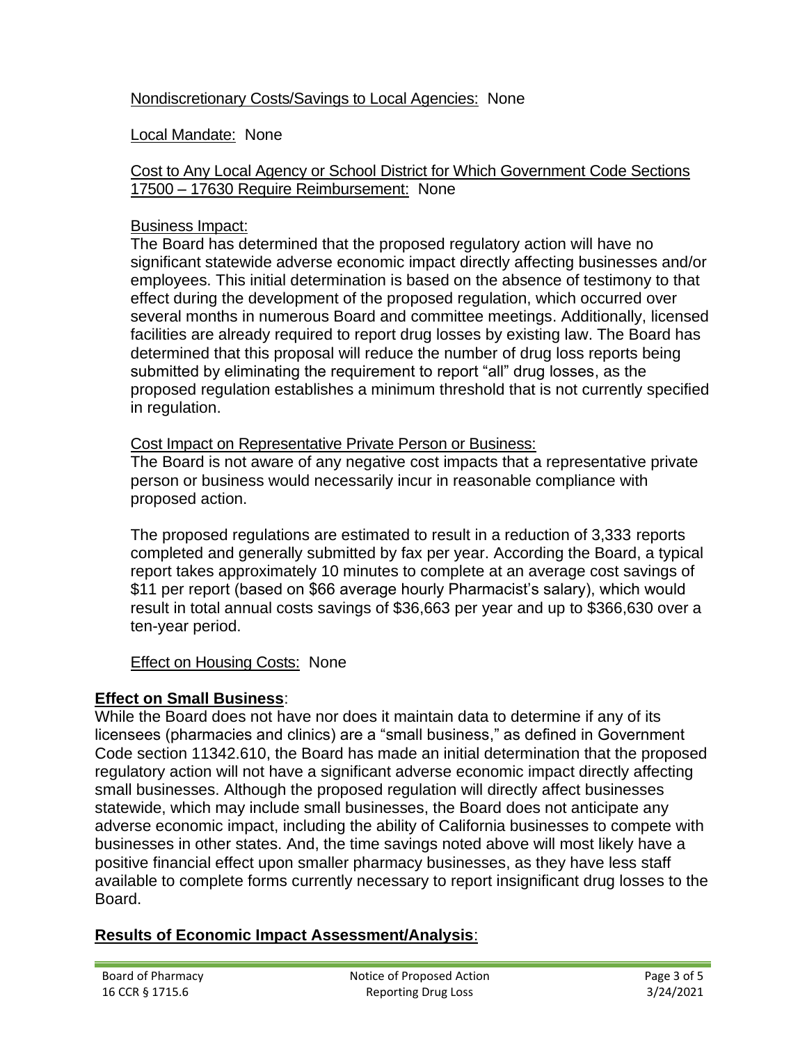Nondiscretionary Costs/Savings to Local Agencies: None

Local Mandate: None

Cost to Any Local Agency or School District for Which Government Code Sections 17500 – 17630 Require Reimbursement: None

Business Impact:
The Board has determined that the proposed regulatory action will have no significant statewide adverse economic impact directly affecting businesses and/or employees. This initial determination is based on the absence of testimony to that effect during the development of the proposed regulation, which occurred over several months in numerous Board and committee meetings. Additionally, licensed facilities are already required to report drug losses by existing law. The Board has determined that this proposal will reduce the number of drug loss reports being submitted by eliminating the requirement to report "all" drug losses, as the proposed regulation establishes a minimum threshold that is not currently specified in regulation.

Cost Impact on Representative Private Person or Business:
The Board is not aware of any negative cost impacts that a representative private person or business would necessarily incur in reasonable compliance with proposed action.

The proposed regulations are estimated to result in a reduction of 3,333 reports completed and generally submitted by fax per year. According the Board, a typical report takes approximately 10 minutes to complete at an average cost savings of $11 per report (based on $66 average hourly Pharmacist's salary), which would result in total annual costs savings of $36,663 per year and up to $366,630 over a ten-year period.

Effect on Housing Costs: None

**Effect on Small Business**:
While the Board does not have nor does it maintain data to determine if any of its licensees (pharmacies and clinics) are a "small business," as defined in Government Code section 11342.610, the Board has made an initial determination that the proposed regulatory action will not have a significant adverse economic impact directly affecting small businesses. Although the proposed regulation will directly affect businesses statewide, which may include small businesses, the Board does not anticipate any adverse economic impact, including the ability of California businesses to compete with businesses in other states. And, the time savings noted above will most likely have a positive financial effect upon smaller pharmacy businesses, as they have less staff available to complete forms currently necessary to report insignificant drug losses to the Board.

**Results of Economic Impact Assessment/Analysis**: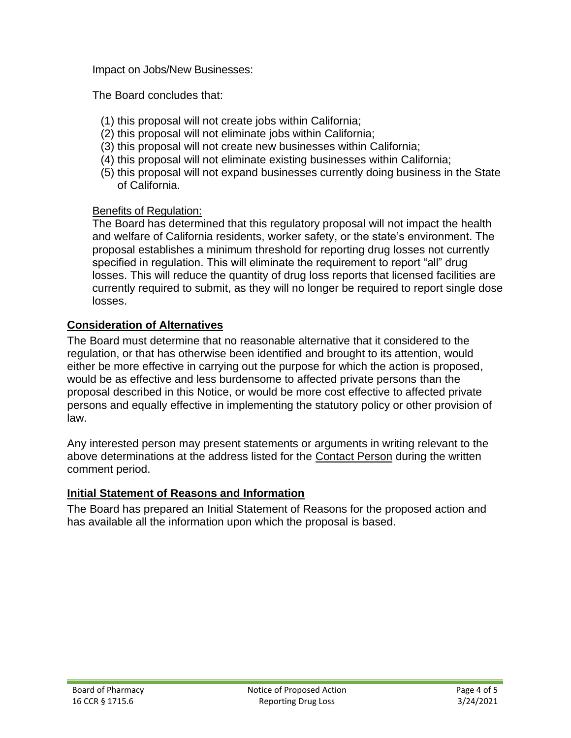Impact on Jobs/New Businesses:

The Board concludes that:

(1) this proposal will not create jobs within California;
(2) this proposal will not eliminate jobs within California;
(3) this proposal will not create new businesses within California;
(4) this proposal will not eliminate existing businesses within California;
(5) this proposal will not expand businesses currently doing business in the State of California.

Benefits of Regulation:
The Board has determined that this regulatory proposal will not impact the health and welfare of California residents, worker safety, or the state's environment. The proposal establishes a minimum threshold for reporting drug losses not currently specified in regulation. This will eliminate the requirement to report "all" drug losses. This will reduce the quantity of drug loss reports that licensed facilities are currently required to submit, as they will no longer be required to report single dose losses.

## Consideration of Alternatives

The Board must determine that no reasonable alternative that it considered to the regulation, or that has otherwise been identified and brought to its attention, would either be more effective in carrying out the purpose for which the action is proposed, would be as effective and less burdensome to affected private persons than the proposal described in this Notice, or would be more cost effective to affected private persons and equally effective in implementing the statutory policy or other provision of law.

Any interested person may present statements or arguments in writing relevant to the above determinations at the address listed for the Contact Person during the written comment period.

## Initial Statement of Reasons and Information

The Board has prepared an Initial Statement of Reasons for the proposed action and has available all the information upon which the proposal is based.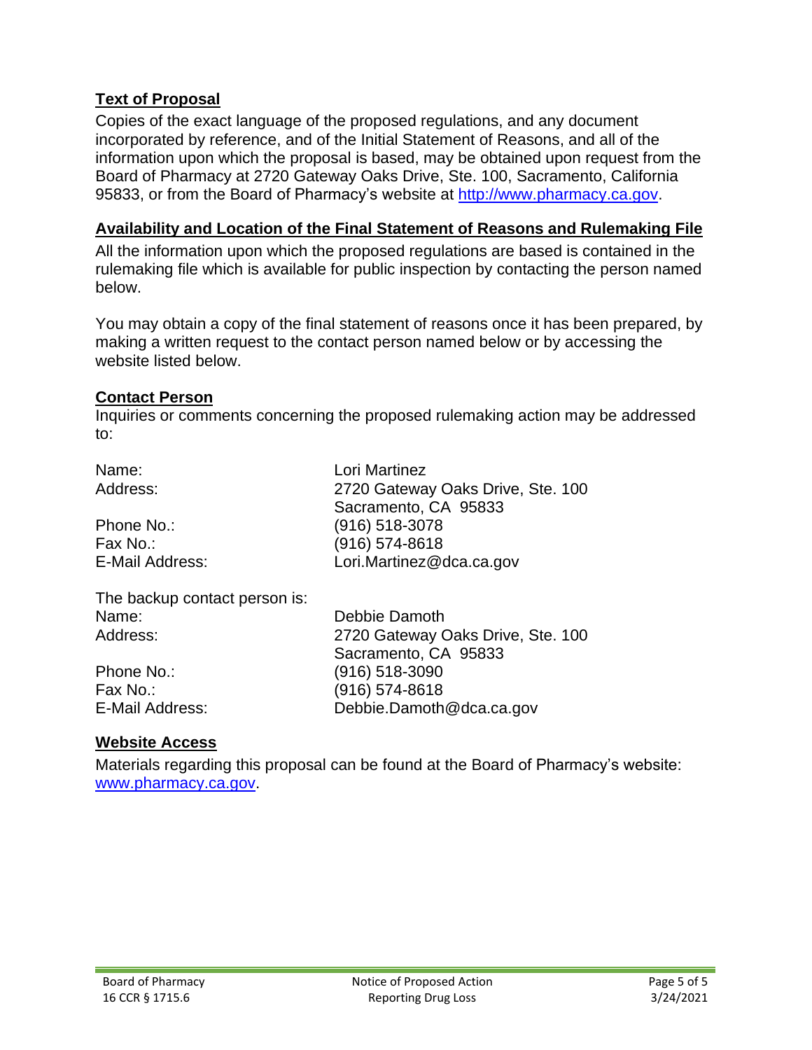## Text of Proposal

Copies of the exact language of the proposed regulations, and any document incorporated by reference, and of the Initial Statement of Reasons, and all of the information upon which the proposal is based, may be obtained upon request from the Board of Pharmacy at 2720 Gateway Oaks Drive, Ste. 100, Sacramento, California 95833, or from the Board of Pharmacy's website at http://www.pharmacy.ca.gov.

## Availability and Location of the Final Statement of Reasons and Rulemaking File

All the information upon which the proposed regulations are based is contained in the rulemaking file which is available for public inspection by contacting the person named below.

You may obtain a copy of the final statement of reasons once it has been prepared, by making a written request to the contact person named below or by accessing the website listed below.

## Contact Person

Inquiries or comments concerning the proposed rulemaking action may be addressed to:

| | |
|---|---|
| Name: | Lori Martinez |
| Address: | 2720 Gateway Oaks Drive, Ste. 100<br>Sacramento, CA 95833 |
| Phone No.: | (916) 518-3078 |
| Fax No.: | (916) 574-8618 |
| E-Mail Address: | Lori.Martinez@dca.ca.gov |

The backup contact person is:

| | |
|---|---|
| Name: | Debbie Damoth |
| Address: | 2720 Gateway Oaks Drive, Ste. 100<br>Sacramento, CA 95833 |
| Phone No.: | (916) 518-3090 |
| Fax No.: | (916) 574-8618 |
| E-Mail Address: | Debbie.Damoth@dca.ca.gov |

## Website Access

Materials regarding this proposal can be found at the Board of Pharmacy's website: www.pharmacy.ca.gov.